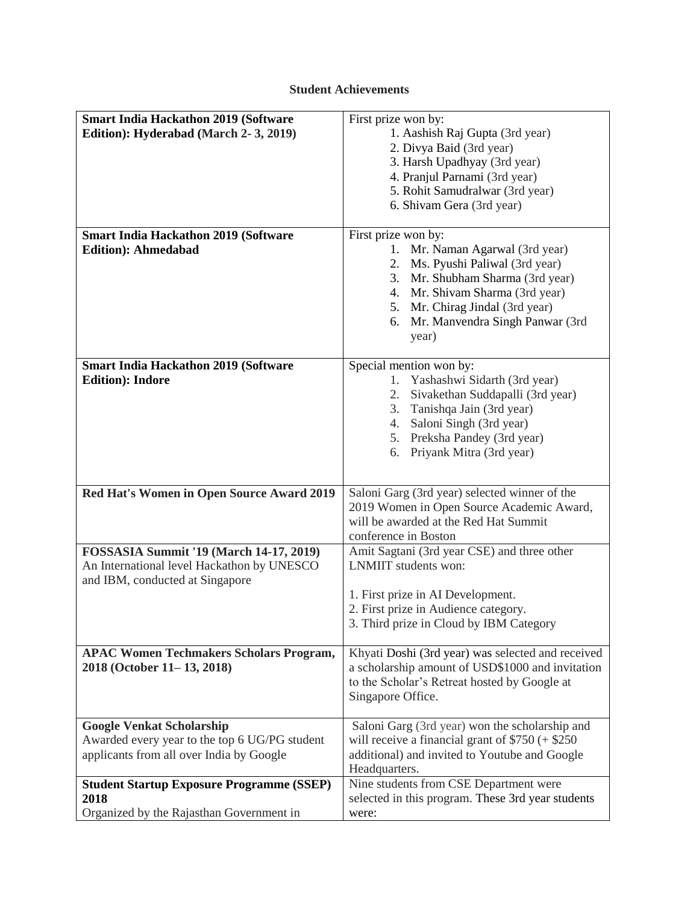**Student Achievements**

| **Smart India Hackathon 2019 (Software Edition): Hyderabad (March 2- 3, 2019)** | First prize won by: 1. Aashish Raj Gupta (3rd year) 2. Divya Baid (3rd year) 3. Harsh Upadhyay (3rd year) 4. Pranjul Parnami (3rd year) 5. Rohit Samudralwar (3rd year) 6. Shivam Gera (3rd year) |
|---|---|
| **Smart India Hackathon 2019 (Software Edition): Ahmedabad** | First prize won by: 1. Mr. Naman Agarwal (3rd year) 2. Ms. Pyushi Paliwal (3rd year) 3. Mr. Shubham Sharma (3rd year) 4. Mr. Shivam Sharma (3rd year) 5. Mr. Chirag Jindal (3rd year) 6. Mr. Manvendra Singh Panwar (3rd year) |
| **Smart India Hackathon 2019 (Software Edition): Indore** | Special mention won by: 1. Yashashwi Sidarth (3rd year) 2. Sivakethan Suddapalli (3rd year) 3. Tanishqa Jain (3rd year) 4. Saloni Singh (3rd year) 5. Preksha Pandey (3rd year) 6. Priyank Mitra (3rd year) |
| **Red Hat's Women in Open Source Award 2019** | Saloni Garg (3rd year) selected winner of the 2019 Women in Open Source Academic Award, will be awarded at the Red Hat Summit conference in Boston |
| **FOSSASIA Summit '19 (March 14-17, 2019)** An International level Hackathon by UNESCO and IBM, conducted at Singapore | Amit Sagtani (3rd year CSE) and three other LNMIIT students won: 1. First prize in AI Development. 2. First prize in Audience category. 3. Third prize in Cloud by IBM Category |
| **APAC Women Techmakers Scholars Program, 2018 (October 11– 13, 2018)** | Khyati Doshi (3rd year) was selected and received a scholarship amount of USD$1000 and invitation to the Scholar's Retreat hosted by Google at Singapore Office. |
| **Google Venkat Scholarship** Awarded every year to the top 6 UG/PG student applicants from all over India by Google | Saloni Garg (3rd year) won the scholarship and will receive a financial grant of $750 (+ $250 additional) and invited to Youtube and Google Headquarters. |
| **Student Startup Exposure Programme (SSEP) 2018** Organized by the Rajasthan Government in | Nine students from CSE Department were selected in this program. These 3rd year students were: |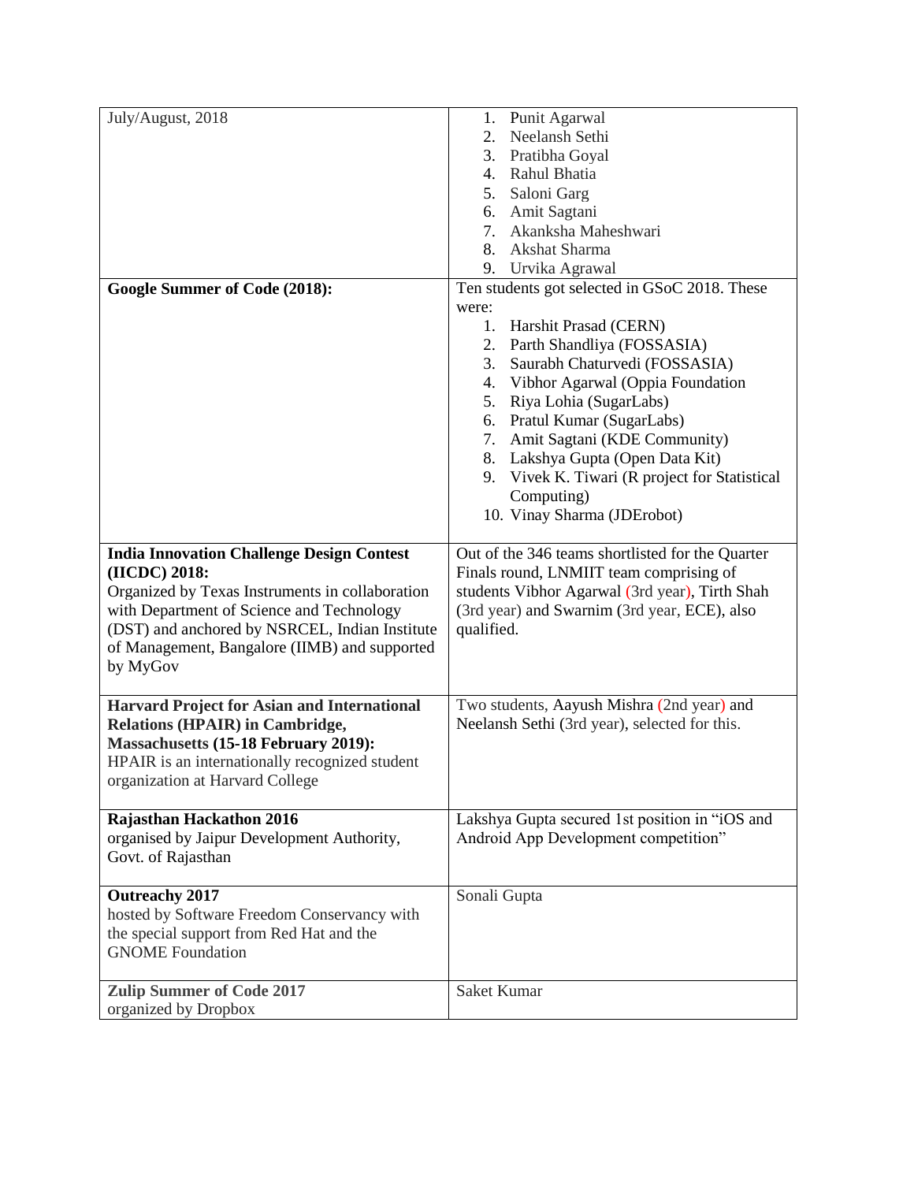| | |
|---|---|
| July/August, 2018 | 1. Punit Agarwal<br>2. Neelansh Sethi<br>3. Pratibha Goyal<br>4. Rahul Bhatia<br>5. Saloni Garg<br>6. Amit Sagtani<br>7. Akanksha Maheshwari<br>8. Akshat Sharma<br>9. Urvika Agrawal |
| **Google Summer of Code (2018):** | Ten students got selected in GSoC 2018. These were:<br>1. Harshit Prasad (CERN)<br>2. Parth Shandliya (FOSSASIA)<br>3. Saurabh Chaturvedi (FOSSASIA)<br>4. Vibhor Agarwal (Oppia Foundation<br>5. Riya Lohia (SugarLabs)<br>6. Pratul Kumar (SugarLabs)<br>7. Amit Sagtani (KDE Community)<br>8. Lakshya Gupta (Open Data Kit)<br>9. Vivek K. Tiwari (R project for Statistical Computing)<br>10. Vinay Sharma (JDErobot) |
| **India Innovation Challenge Design Contest (IICDC) 2018:**<br>Organized by Texas Instruments in collaboration with Department of Science and Technology (DST) and anchored by NSRCEL, Indian Institute of Management, Bangalore (IIMB) and supported by MyGov | Out of the 346 teams shortlisted for the Quarter Finals round, LNMIIT team comprising of students Vibhor Agarwal (3rd year), Tirth Shah (3rd year) and Swarnim (3rd year, ECE), also qualified. |
| **Harvard Project for Asian and International Relations (HPAIR) in Cambridge, Massachusetts (15-18 February 2019):**<br>HPAIR is an internationally recognized student organization at Harvard College | Two students, Aayush Mishra (2nd year) and Neelansh Sethi (3rd year), selected for this. |
| **Rajasthan Hackathon 2016**<br>organised by Jaipur Development Authority, Govt. of Rajasthan | Lakshya Gupta secured 1st position in "iOS and Android App Development competition" |
| **Outreachy 2017**<br>hosted by Software Freedom Conservancy with the special support from Red Hat and the GNOME Foundation | Sonali Gupta |
| **Zulip Summer of Code 2017**<br>organized by Dropbox | Saket Kumar |